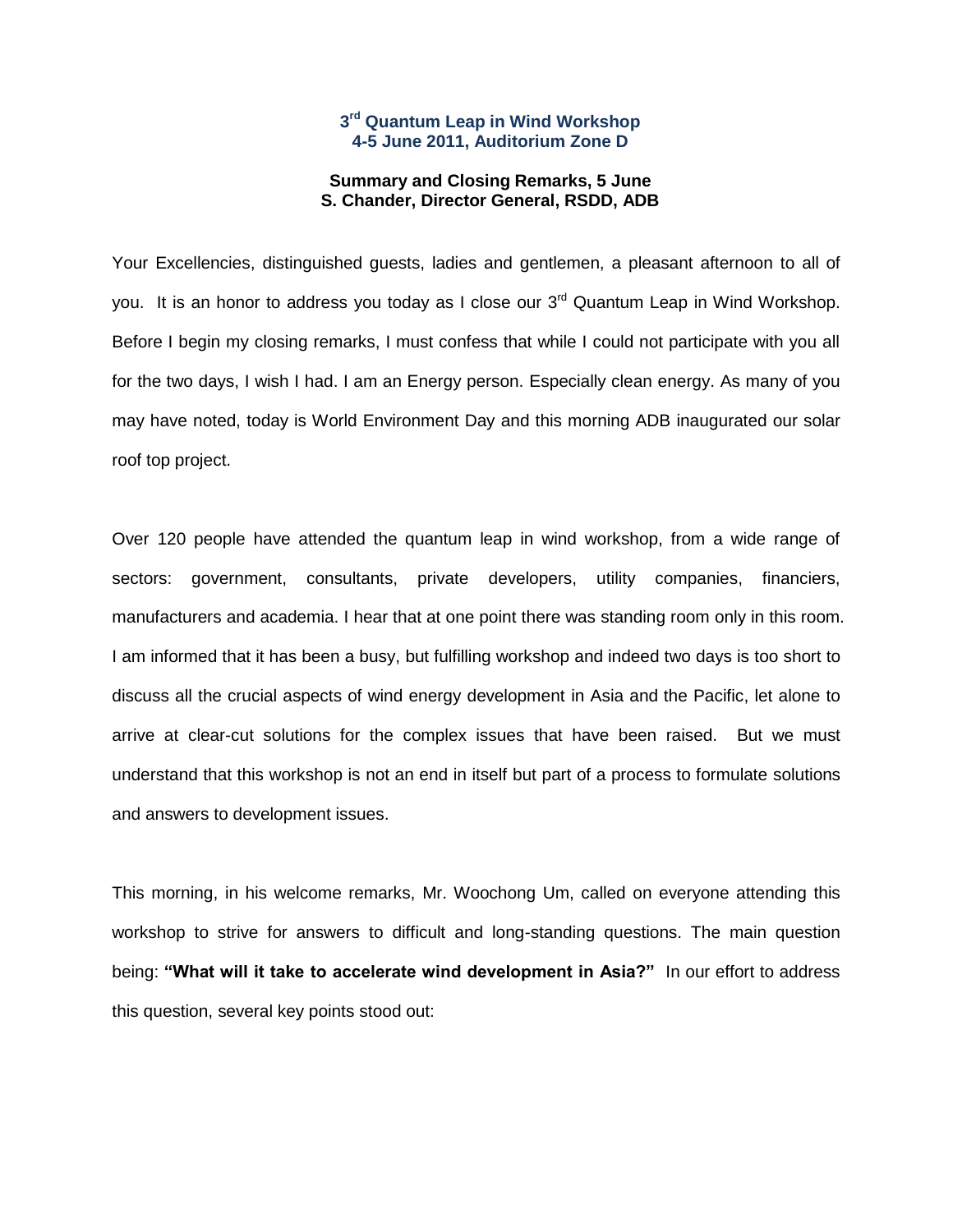# 3rd Quantum Leap in Wind Workshop
## 4-5 June 2011, Auditorium Zone D

### Summary and Closing Remarks, 5 June
### S. Chander, Director General, RSDD, ADB

Your Excellencies, distinguished guests, ladies and gentlemen, a pleasant afternoon to all of you. It is an honor to address you today as I close our 3rd Quantum Leap in Wind Workshop. Before I begin my closing remarks, I must confess that while I could not participate with you all for the two days, I wish I had. I am an Energy person. Especially clean energy. As many of you may have noted, today is World Environment Day and this morning ADB inaugurated our solar roof top project.

Over 120 people have attended the quantum leap in wind workshop, from a wide range of sectors: government, consultants, private developers, utility companies, financiers, manufacturers and academia. I hear that at one point there was standing room only in this room. I am informed that it has been a busy, but fulfilling workshop and indeed two days is too short to discuss all the crucial aspects of wind energy development in Asia and the Pacific, let alone to arrive at clear-cut solutions for the complex issues that have been raised. But we must understand that this workshop is not an end in itself but part of a process to formulate solutions and answers to development issues.

This morning, in his welcome remarks, Mr. Woochong Um, called on everyone attending this workshop to strive for answers to difficult and long-standing questions. The main question being: **"What will it take to accelerate wind development in Asia?"** In our effort to address this question, several key points stood out: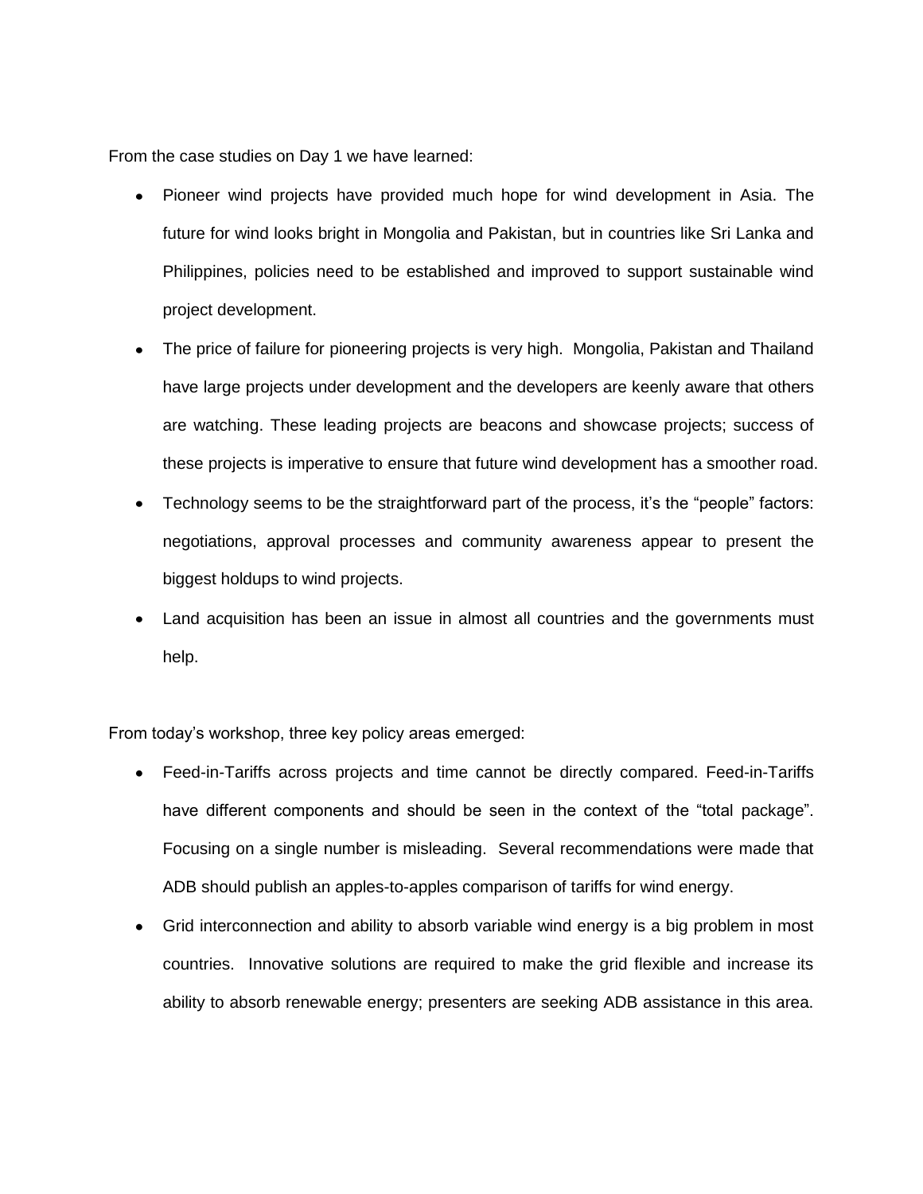From the case studies on Day 1 we have learned:

- Pioneer wind projects have provided much hope for wind development in Asia. The future for wind looks bright in Mongolia and Pakistan, but in countries like Sri Lanka and Philippines, policies need to be established and improved to support sustainable wind project development.
- The price of failure for pioneering projects is very high. Mongolia, Pakistan and Thailand have large projects under development and the developers are keenly aware that others are watching. These leading projects are beacons and showcase projects; success of these projects is imperative to ensure that future wind development has a smoother road.
- Technology seems to be the straightforward part of the process, it's the "people" factors: negotiations, approval processes and community awareness appear to present the biggest holdups to wind projects.
- Land acquisition has been an issue in almost all countries and the governments must help.

From today's workshop, three key policy areas emerged:

- Feed-in-Tariffs across projects and time cannot be directly compared. Feed-in-Tariffs have different components and should be seen in the context of the "total package". Focusing on a single number is misleading. Several recommendations were made that ADB should publish an apples-to-apples comparison of tariffs for wind energy.
- Grid interconnection and ability to absorb variable wind energy is a big problem in most countries. Innovative solutions are required to make the grid flexible and increase its ability to absorb renewable energy; presenters are seeking ADB assistance in this area.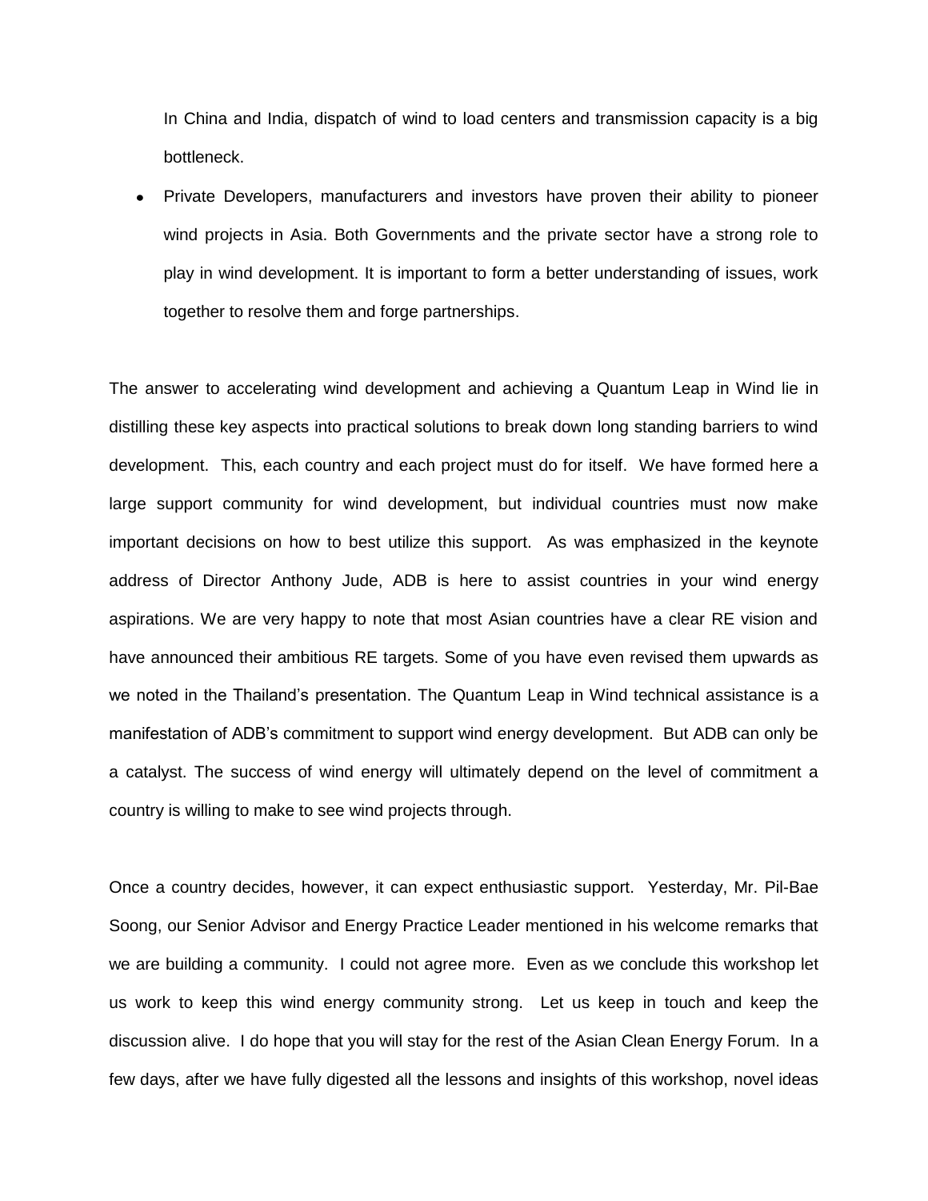In China and India, dispatch of wind to load centers and transmission capacity is a big bottleneck.

- Private Developers, manufacturers and investors have proven their ability to pioneer wind projects in Asia. Both Governments and the private sector have a strong role to play in wind development. It is important to form a better understanding of issues, work together to resolve them and forge partnerships.

The answer to accelerating wind development and achieving a Quantum Leap in Wind lie in distilling these key aspects into practical solutions to break down long standing barriers to wind development. This, each country and each project must do for itself. We have formed here a large support community for wind development, but individual countries must now make important decisions on how to best utilize this support. As was emphasized in the keynote address of Director Anthony Jude, ADB is here to assist countries in your wind energy aspirations. We are very happy to note that most Asian countries have a clear RE vision and have announced their ambitious RE targets. Some of you have even revised them upwards as we noted in the Thailand's presentation. The Quantum Leap in Wind technical assistance is a manifestation of ADB's commitment to support wind energy development. But ADB can only be a catalyst. The success of wind energy will ultimately depend on the level of commitment a country is willing to make to see wind projects through.

Once a country decides, however, it can expect enthusiastic support. Yesterday, Mr. Pil-Bae Soong, our Senior Advisor and Energy Practice Leader mentioned in his welcome remarks that we are building a community. I could not agree more. Even as we conclude this workshop let us work to keep this wind energy community strong. Let us keep in touch and keep the discussion alive. I do hope that you will stay for the rest of the Asian Clean Energy Forum. In a few days, after we have fully digested all the lessons and insights of this workshop, novel ideas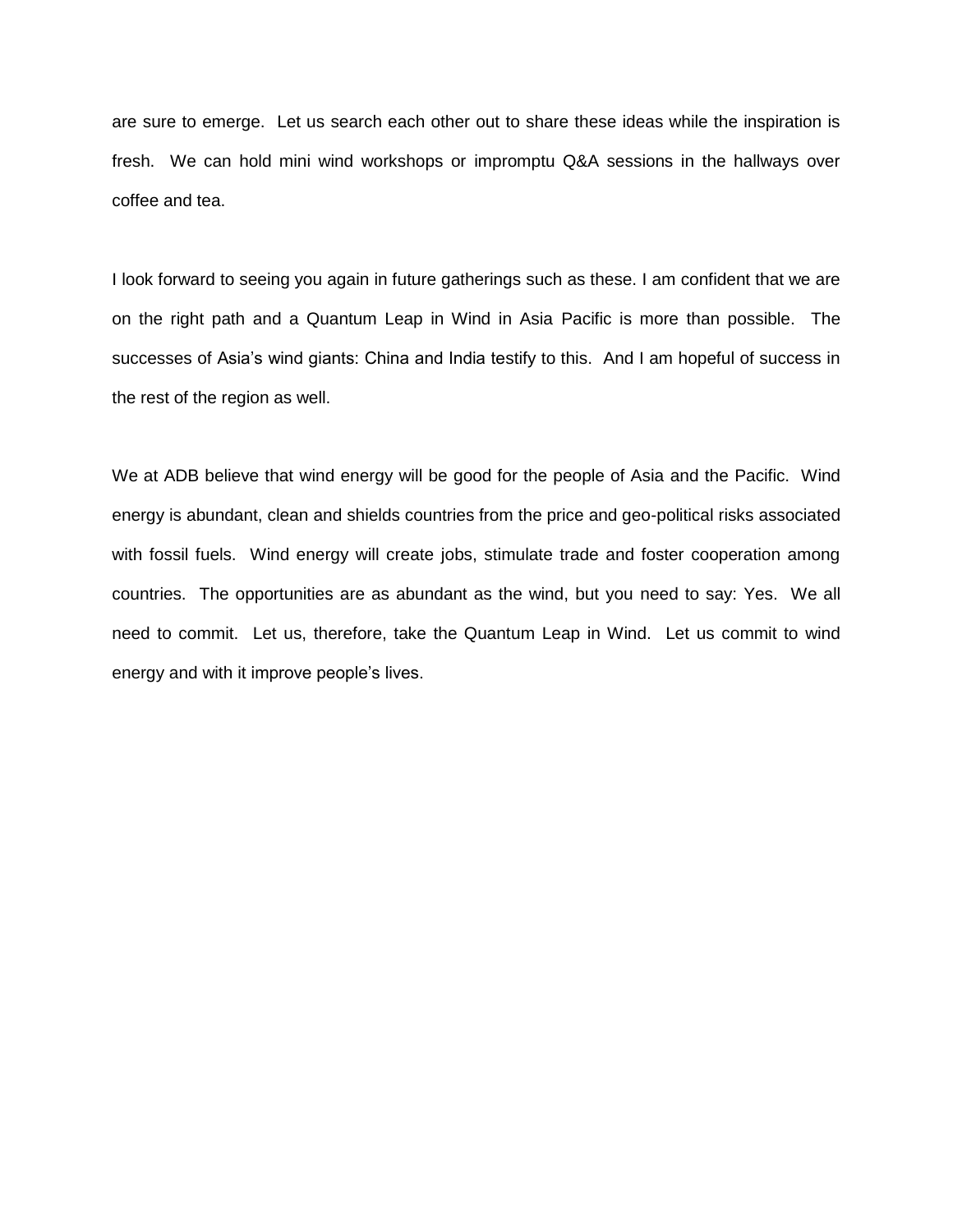are sure to emerge. Let us search each other out to share these ideas while the inspiration is fresh. We can hold mini wind workshops or impromptu Q&A sessions in the hallways over coffee and tea.

I look forward to seeing you again in future gatherings such as these. I am confident that we are on the right path and a Quantum Leap in Wind in Asia Pacific is more than possible. The successes of Asia's wind giants: China and India testify to this. And I am hopeful of success in the rest of the region as well.

We at ADB believe that wind energy will be good for the people of Asia and the Pacific. Wind energy is abundant, clean and shields countries from the price and geo-political risks associated with fossil fuels. Wind energy will create jobs, stimulate trade and foster cooperation among countries. The opportunities are as abundant as the wind, but you need to say: Yes. We all need to commit. Let us, therefore, take the Quantum Leap in Wind. Let us commit to wind energy and with it improve people's lives.